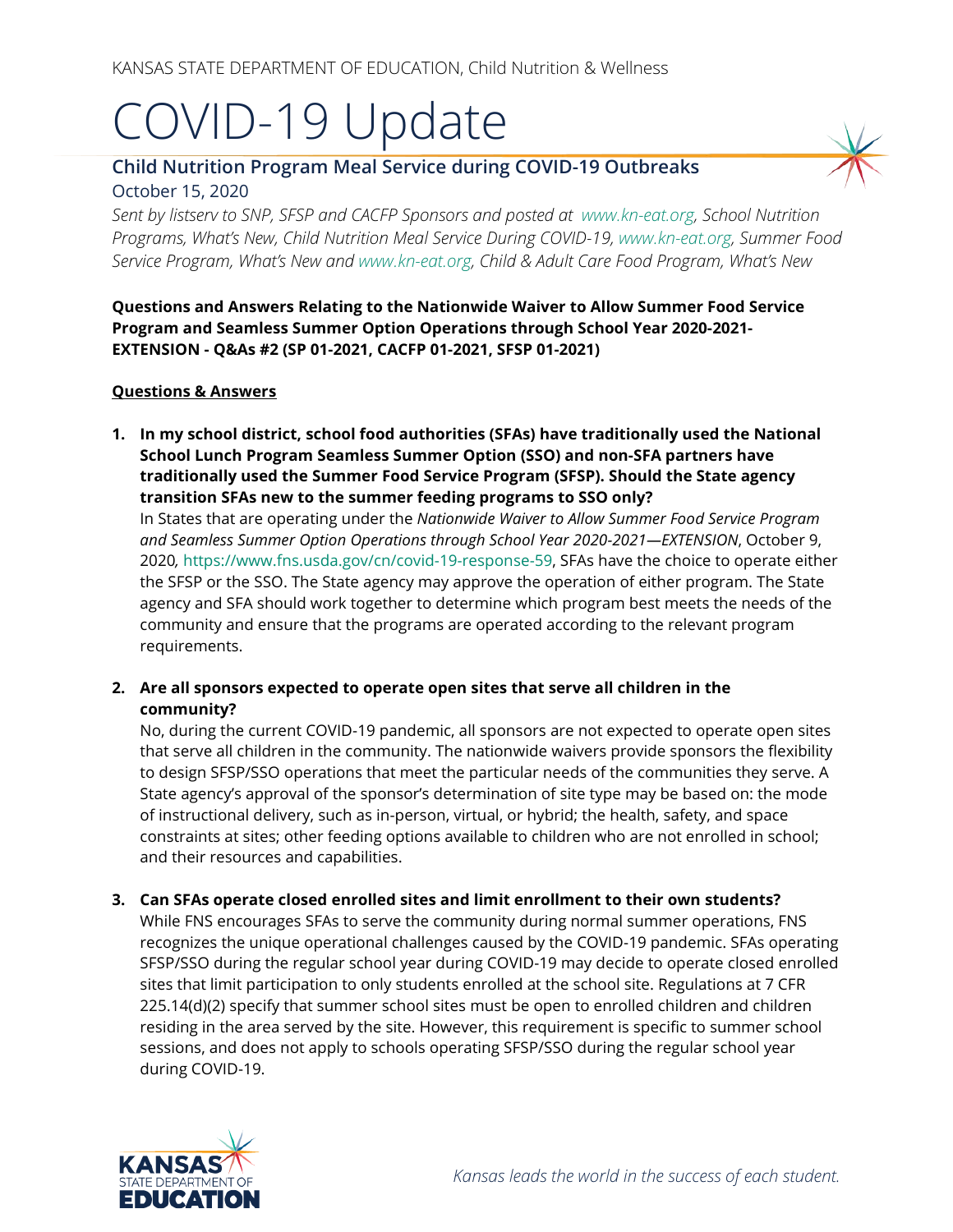KANSAS STATE DEPARTMENT OF EDUCATION, Child Nutrition & Wellness

# COVID-19 Update

## Child Nutrition Program Meal Service during COVID-19 Outbreaks

October 15, 2020

*Sent by listserv to SNP, SFSP and CACFP Sponsors and posted at www.kn-eat.org, School Nutrition Programs, What's New, Child Nutrition Meal Service During COVID-19, www.kn-eat.org, Summer Food Service Program, What's New and www.kn-eat.org, Child & Adult Care Food Program, What's New*

**Questions and Answers Relating to the Nationwide Waiver to Allow Summer Food Service Program and Seamless Summer Option Operations through School Year 2020-2021-EXTENSION - Q&As #2 (SP 01-2021, CACFP 01-2021, SFSP 01-2021)**

**<u>Questions & Answers</u>**

1. **In my school district, school food authorities (SFAs) have traditionally used the National School Lunch Program Seamless Summer Option (SSO) and non-SFA partners have traditionally used the Summer Food Service Program (SFSP). Should the State agency transition SFAs new to the summer feeding programs to SSO only?**
   In States that are operating under the *Nationwide Waiver to Allow Summer Food Service Program and Seamless Summer Option Operations through School Year 2020-2021—EXTENSION*, October 9, 2020*,* https://www.fns.usda.gov/cn/covid-19-response-59, SFAs have the choice to operate either the SFSP or the SSO. The State agency may approve the operation of either program. The State agency and SFA should work together to determine which program best meets the needs of the community and ensure that the programs are operated according to the relevant program requirements.

2. **Are all sponsors expected to operate open sites that serve all children in the community?**
   No, during the current COVID-19 pandemic, all sponsors are not expected to operate open sites that serve all children in the community. The nationwide waivers provide sponsors the flexibility to design SFSP/SSO operations that meet the particular needs of the communities they serve. A State agency's approval of the sponsor's determination of site type may be based on: the mode of instructional delivery, such as in-person, virtual, or hybrid; the health, safety, and space constraints at sites; other feeding options available to children who are not enrolled in school; and their resources and capabilities.

3. **Can SFAs operate closed enrolled sites and limit enrollment to their own students?**
   While FNS encourages SFAs to serve the community during normal summer operations, FNS recognizes the unique operational challenges caused by the COVID-19 pandemic. SFAs operating SFSP/SSO during the regular school year during COVID-19 may decide to operate closed enrolled sites that limit participation to only students enrolled at the school site. Regulations at 7 CFR 225.14(d)(2) specify that summer school sites must be open to enrolled children and children residing in the area served by the site. However, this requirement is specific to summer school sessions, and does not apply to schools operating SFSP/SSO during the regular school year during COVID-19.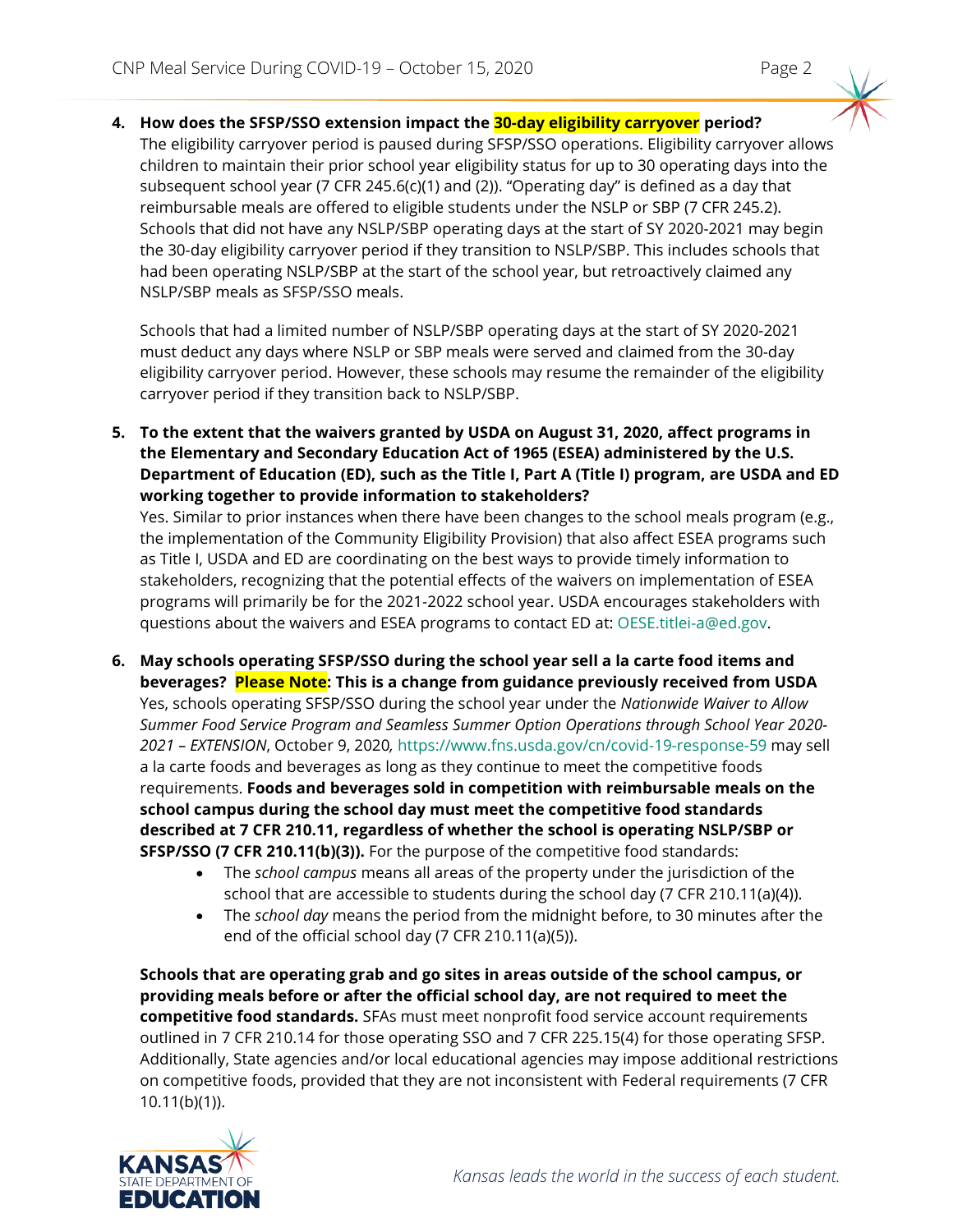4. **How does the SFSP/SSO extension impact the 30-day eligibility carryover period?**
   The eligibility carryover period is paused during SFSP/SSO operations. Eligibility carryover allows children to maintain their prior school year eligibility status for up to 30 operating days into the subsequent school year (7 CFR 245.6(c)(1) and (2)). "Operating day" is defined as a day that reimbursable meals are offered to eligible students under the NSLP or SBP (7 CFR 245.2). Schools that did not have any NSLP/SBP operating days at the start of SY 2020-2021 may begin the 30-day eligibility carryover period if they transition to NSLP/SBP. This includes schools that had been operating NSLP/SBP at the start of the school year, but retroactively claimed any NSLP/SBP meals as SFSP/SSO meals.

   Schools that had a limited number of NSLP/SBP operating days at the start of SY 2020-2021 must deduct any days where NSLP or SBP meals were served and claimed from the 30-day eligibility carryover period. However, these schools may resume the remainder of the eligibility carryover period if they transition back to NSLP/SBP.

5. **To the extent that the waivers granted by USDA on August 31, 2020, affect programs in the Elementary and Secondary Education Act of 1965 (ESEA) administered by the U.S. Department of Education (ED), such as the Title I, Part A (Title I) program, are USDA and ED working together to provide information to stakeholders?**
   Yes. Similar to prior instances when there have been changes to the school meals program (e.g., the implementation of the Community Eligibility Provision) that also affect ESEA programs such as Title I, USDA and ED are coordinating on the best ways to provide timely information to stakeholders, recognizing that the potential effects of the waivers on implementation of ESEA programs will primarily be for the 2021-2022 school year. USDA encourages stakeholders with questions about the waivers and ESEA programs to contact ED at: OESE.titlei-a@ed.gov.

6. **May schools operating SFSP/SSO during the school year sell a la carte food items and beverages? Please Note: This is a change from guidance previously received from USDA**
   Yes, schools operating SFSP/SSO during the school year under the *Nationwide Waiver to Allow Summer Food Service Program and Seamless Summer Option Operations through School Year 2020-2021 – EXTENSION*, October 9, 2020, https://www.fns.usda.gov/cn/covid-19-response-59 may sell a la carte foods and beverages as long as they continue to meet the competitive foods requirements. **Foods and beverages sold in competition with reimbursable meals on the school campus during the school day must meet the competitive food standards described at 7 CFR 210.11, regardless of whether the school is operating NSLP/SBP or SFSP/SSO (7 CFR 210.11(b)(3)).** For the purpose of the competitive food standards:
   - The *school campus* means all areas of the property under the jurisdiction of the school that are accessible to students during the school day (7 CFR 210.11(a)(4)).
   - The *school day* means the period from the midnight before, to 30 minutes after the end of the official school day (7 CFR 210.11(a)(5)).

   **Schools that are operating grab and go sites in areas outside of the school campus, or providing meals before or after the official school day, are not required to meet the competitive food standards.** SFAs must meet nonprofit food service account requirements outlined in 7 CFR 210.14 for those operating SSO and 7 CFR 225.15(4) for those operating SFSP. Additionally, State agencies and/or local educational agencies may impose additional restrictions on competitive foods, provided that they are not inconsistent with Federal requirements (7 CFR 10.11(b)(1)).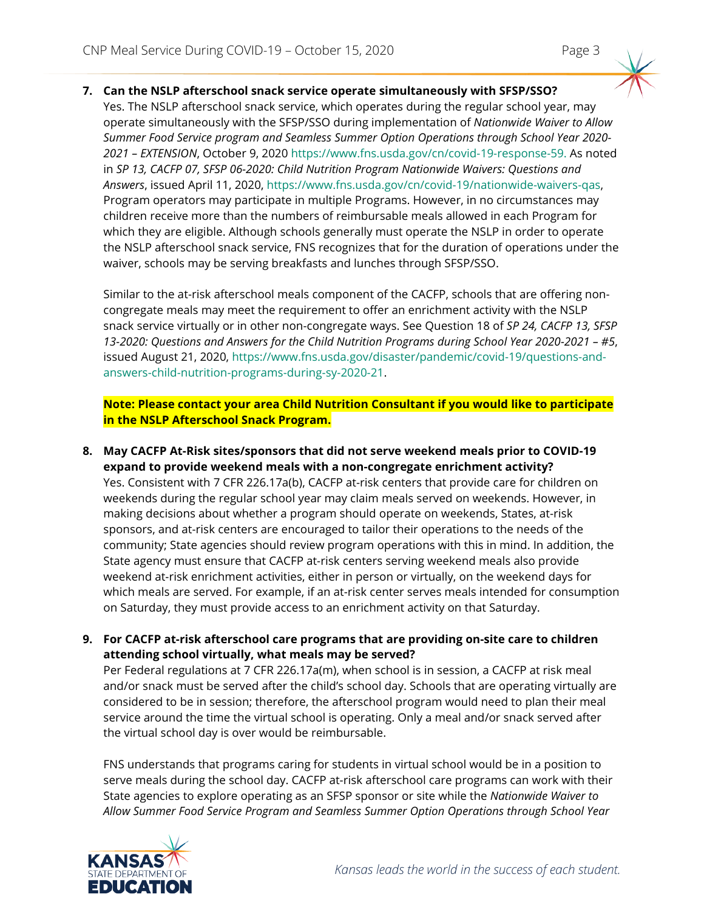7. **Can the NSLP afterschool snack service operate simultaneously with SFSP/SSO?**
   Yes. The NSLP afterschool snack service, which operates during the regular school year, may operate simultaneously with the SFSP/SSO during implementation of *Nationwide Waiver to Allow Summer Food Service program and Seamless Summer Option Operations through School Year 2020-2021 – EXTENSION*, October 9, 2020 https://www.fns.usda.gov/cn/covid-19-response-59. As noted in *SP 13, CACFP 07, SFSP 06-2020: Child Nutrition Program Nationwide Waivers: Questions and Answers*, issued April 11, 2020, https://www.fns.usda.gov/cn/covid-19/nationwide-waivers-qas, Program operators may participate in multiple Programs. However, in no circumstances may children receive more than the numbers of reimbursable meals allowed in each Program for which they are eligible. Although schools generally must operate the NSLP in order to operate the NSLP afterschool snack service, FNS recognizes that for the duration of operations under the waiver, schools may be serving breakfasts and lunches through SFSP/SSO.

   Similar to the at-risk afterschool meals component of the CACFP, schools that are offering non-congregate meals may meet the requirement to offer an enrichment activity with the NSLP snack service virtually or in other non-congregate ways. See Question 18 of *SP 24, CACFP 13, SFSP 13-2020: Questions and Answers for the Child Nutrition Programs during School Year 2020-2021 – #5*, issued August 21, 2020, https://www.fns.usda.gov/disaster/pandemic/covid-19/questions-and-answers-child-nutrition-programs-during-sy-2020-21.

   **Note: Please contact your area Child Nutrition Consultant if you would like to participate in the NSLP Afterschool Snack Program.**

8. **May CACFP At-Risk sites/sponsors that did not serve weekend meals prior to COVID-19 expand to provide weekend meals with a non-congregate enrichment activity?**
   Yes. Consistent with 7 CFR 226.17a(b), CACFP at-risk centers that provide care for children on weekends during the regular school year may claim meals served on weekends. However, in making decisions about whether a program should operate on weekends, States, at-risk sponsors, and at-risk centers are encouraged to tailor their operations to the needs of the community; State agencies should review program operations with this in mind. In addition, the State agency must ensure that CACFP at-risk centers serving weekend meals also provide weekend at-risk enrichment activities, either in person or virtually, on the weekend days for which meals are served. For example, if an at-risk center serves meals intended for consumption on Saturday, they must provide access to an enrichment activity on that Saturday.

9. **For CACFP at-risk afterschool care programs that are providing on-site care to children attending school virtually, what meals may be served?**
   Per Federal regulations at 7 CFR 226.17a(m), when school is in session, a CACFP at risk meal and/or snack must be served after the child's school day. Schools that are operating virtually are considered to be in session; therefore, the afterschool program would need to plan their meal service around the time the virtual school is operating. Only a meal and/or snack served after the virtual school day is over would be reimbursable.

   FNS understands that programs caring for students in virtual school would be in a position to serve meals during the school day. CACFP at-risk afterschool care programs can work with their State agencies to explore operating as an SFSP sponsor or site while the *Nationwide Waiver to Allow Summer Food Service Program and Seamless Summer Option Operations through School Year*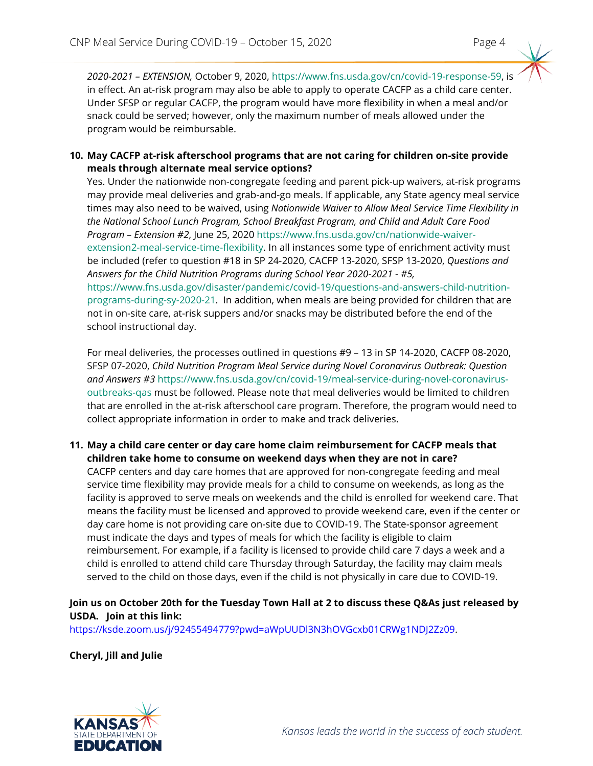*2020-2021 – EXTENSION,* October 9, 2020, https://www.fns.usda.gov/cn/covid-19-response-59, is in effect. An at-risk program may also be able to apply to operate CACFP as a child care center. Under SFSP or regular CACFP, the program would have more flexibility in when a meal and/or snack could be served; however, only the maximum number of meals allowed under the program would be reimbursable.

10. **May CACFP at-risk afterschool programs that are not caring for children on-site provide meals through alternate meal service options?**
Yes. Under the nationwide non-congregate feeding and parent pick-up waivers, at-risk programs may provide meal deliveries and grab-and-go meals. If applicable, any State agency meal service times may also need to be waived, using *Nationwide Waiver to Allow Meal Service Time Flexibility in the National School Lunch Program, School Breakfast Program, and Child and Adult Care Food Program – Extension #2*, June 25, 2020 https://www.fns.usda.gov/cn/nationwide-waiver-extension2-meal-service-time-flexibility. In all instances some type of enrichment activity must be included (refer to question #18 in SP 24-2020, CACFP 13-2020, SFSP 13-2020, *Questions and Answers for the Child Nutrition Programs during School Year 2020-2021 - #5,* https://www.fns.usda.gov/disaster/pandemic/covid-19/questions-and-answers-child-nutrition-programs-during-sy-2020-21. In addition, when meals are being provided for children that are not in on-site care, at-risk suppers and/or snacks may be distributed before the end of the school instructional day.

    For meal deliveries, the processes outlined in questions #9 – 13 in SP 14-2020, CACFP 08-2020, SFSP 07-2020, *Child Nutrition Program Meal Service during Novel Coronavirus Outbreak: Question and Answers #3* https://www.fns.usda.gov/cn/covid-19/meal-service-during-novel-coronavirus-outbreaks-qas must be followed. Please note that meal deliveries would be limited to children that are enrolled in the at-risk afterschool care program. Therefore, the program would need to collect appropriate information in order to make and track deliveries.

11. **May a child care center or day care home claim reimbursement for CACFP meals that children take home to consume on weekend days when they are not in care?**
CACFP centers and day care homes that are approved for non-congregate feeding and meal service time flexibility may provide meals for a child to consume on weekends, as long as the facility is approved to serve meals on weekends and the child is enrolled for weekend care. That means the facility must be licensed and approved to provide weekend care, even if the center or day care home is not providing care on-site due to COVID-19. The State-sponsor agreement must indicate the days and types of meals for which the facility is eligible to claim reimbursement. For example, if a facility is licensed to provide child care 7 days a week and a child is enrolled to attend child care Thursday through Saturday, the facility may claim meals served to the child on those days, even if the child is not physically in care due to COVID-19.

**Join us on October 20th for the Tuesday Town Hall at 2 to discuss these Q&As just released by USDA. Join at this link:**
https://ksde.zoom.us/j/92455494779?pwd=aWpUUDl3N3hOVGcxb01CRWg1NDJ2Zz09.

**Cheryl, Jill and Julie**

*Kansas leads the world in the success of each student.*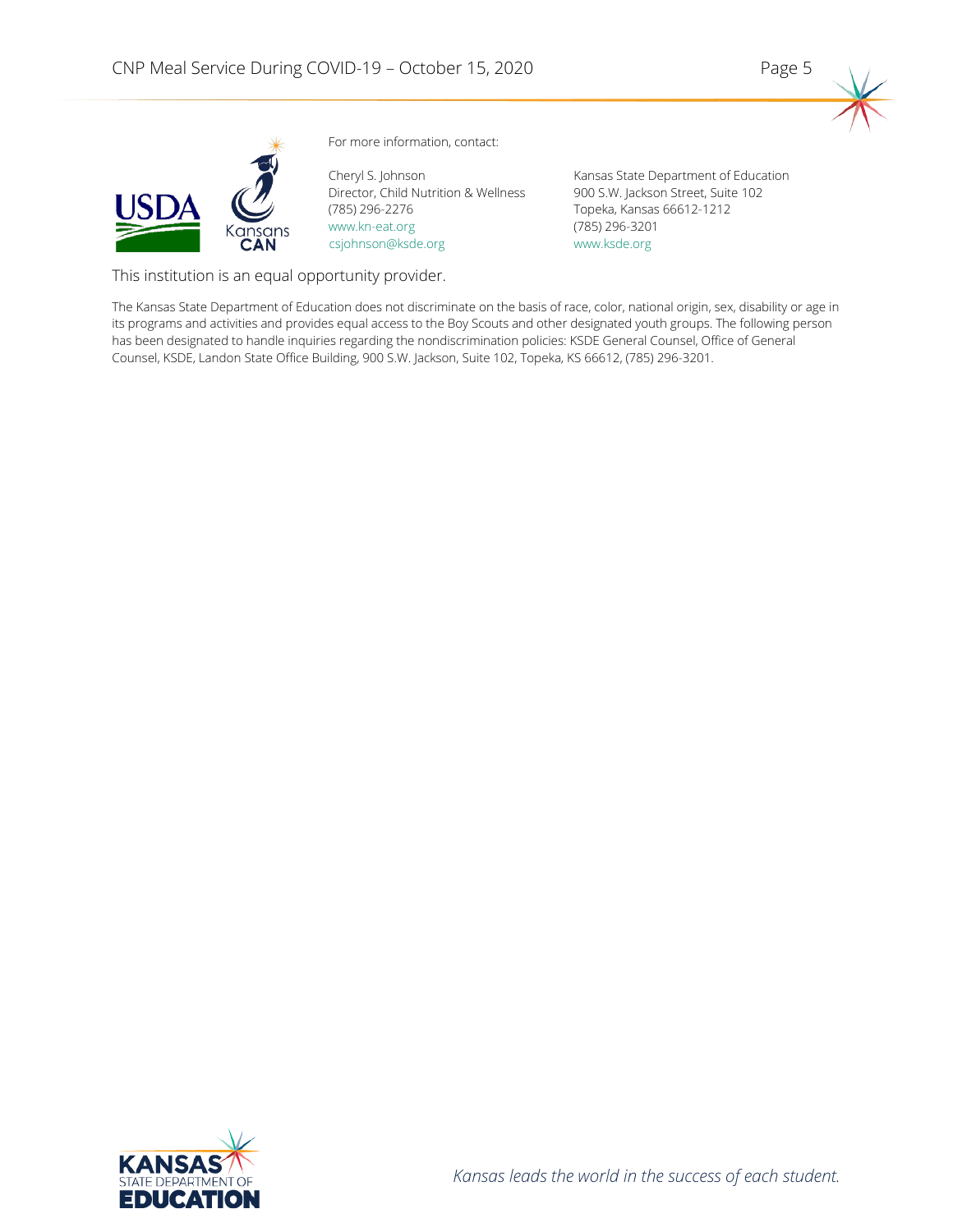For more information, contact:

Cheryl S. Johnson
Director, Child Nutrition & Wellness
(785) 296-2276
www.kn-eat.org
csjohnson@ksde.org

Kansas State Department of Education
900 S.W. Jackson Street, Suite 102
Topeka, Kansas 66612-1212
(785) 296-3201
www.ksde.org

This institution is an equal opportunity provider.

The Kansas State Department of Education does not discriminate on the basis of race, color, national origin, sex, disability or age in its programs and activities and provides equal access to the Boy Scouts and other designated youth groups. The following person has been designated to handle inquiries regarding the nondiscrimination policies: KSDE General Counsel, Office of General Counsel, KSDE, Landon State Office Building, 900 S.W. Jackson, Suite 102, Topeka, KS 66612, (785) 296-3201.

*Kansas leads the world in the success of each student.*